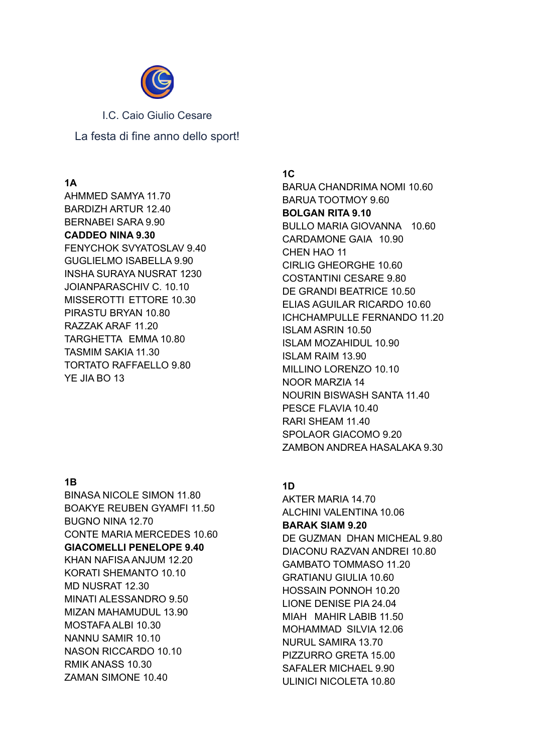I.C. Caio Giulio Cesare

La festa di fine anno dello sport!

## 1A

AHMMED SAMYA 11.70
BARDIZH ARTUR 12.40
BERNABEI SARA 9.90
**CADDEO NINA 9.30**
FENYCHOK SVYATOSLAV 9.40
GUGLIELMO ISABELLA 9.90
INSHA SURAYA NUSRAT 1230
JOIANPARASCHIV C. 10.10
MISSEROTTI ETTORE 10.30
PIRASTU BRYAN 10.80
RAZZAK ARAF 11.20
TARGHETTA EMMA 10.80
TASMIM SAKIA 11.30
TORTATO RAFFAELLO 9.80
YE JIA BO 13

## 1B

BINASA NICOLE SIMON 11.80
BOAKYE REUBEN GYAMFI 11.50
BUGNO NINA 12.70
CONTE MARIA MERCEDES 10.60
**GIACOMELLI PENELOPE 9.40**
KHAN NAFISA ANJUM 12.20
KORATI SHEMANTO 10.10
MD NUSRAT 12.30
MINATI ALESSANDRO 9.50
MIZAN MAHAMUDUL 13.90
MOSTAFA ALBI 10.30
NANNU SAMIR 10.10
NASON RICCARDO 10.10
RMIK ANASS 10.30
ZAMAN SIMONE 10.40

## 1C

BARUA CHANDRIMA NOMI 10.60
BARUA TOOTMOY 9.60
**BOLGAN RITA 9.10**
BULLO MARIA GIOVANNA 10.60
CARDAMONE GAIA 10.90
CHEN HAO 11
CIRLIG GHEORGHE 10.60
COSTANTINI CESARE 9.80
DE GRANDI BEATRICE 10.50
ELIAS AGUILAR RICARDO 10.60
ICHCHAMPULLE FERNANDO 11.20
ISLAM ASRIN 10.50
ISLAM MOZAHIDUL 10.90
ISLAM RAIM 13.90
MILLINO LORENZO 10.10
NOOR MARZIA 14
NOURIN BISWASH SANTA 11.40
PESCE FLAVIA 10.40
RARI SHEAM 11.40
SPOLAOR GIACOMO 9.20
ZAMBON ANDREA HASALAKA 9.30

## 1D

AKTER MARIA 14.70
ALCHINI VALENTINA 10.06
**BARAK SIAM 9.20**
DE GUZMAN DHAN MICHEAL 9.80
DIACONU RAZVAN ANDREI 10.80
GAMBATO TOMMASO 11.20
GRATIANU GIULIA 10.60
HOSSAIN PONNOH 10.20
LIONE DENISE PIA 24.04
MIAH MAHIR LABIB 11.50
MOHAMMAD SILVIA 12.06
NURUL SAMIRA 13.70
PIZZURRO GRETA 15.00
SAFALER MICHAEL 9.90
ULINICI NICOLETA 10.80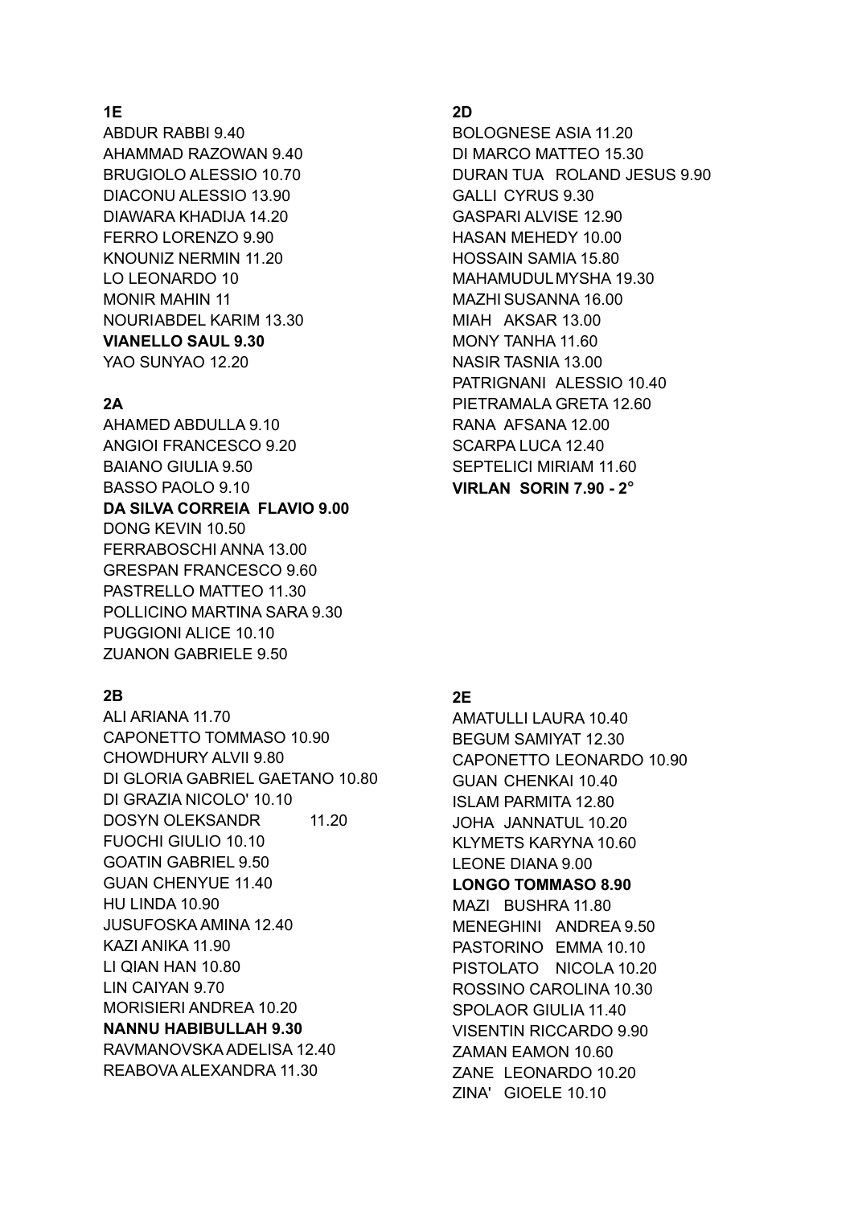**1E**

ABDUR RABBI 9.40
AHAMMAD RAZOWAN 9.40
BRUGIOLO ALESSIO 10.70
DIACONU ALESSIO 13.90
DIAWARA KHADIJA 14.20
FERRO LORENZO 9.90
KNOUNIZ NERMIN 11.20
LO LEONARDO 10
MONIR MAHIN 11
NOURIABDEL KARIM 13.30
**VIANELLO SAUL 9.30**
YAO SUNYAO 12.20

**2A**

AHAMED ABDULLA 9.10
ANGIOI FRANCESCO 9.20
BAIANO GIULIA 9.50
BASSO PAOLO 9.10
**DA SILVA CORREIA FLAVIO 9.00**
DONG KEVIN 10.50
FERRABOSCHI ANNA 13.00
GRESPAN FRANCESCO 9.60
PASTRELLO MATTEO 11.30
POLLICINO MARTINA SARA 9.30
PUGGIONI ALICE 10.10
ZUANON GABRIELE 9.50

**2B**

ALI ARIANA 11.70
CAPONETTO TOMMASO 10.90
CHOWDHURY ALVII 9.80
DI GLORIA GABRIEL GAETANO 10.80
DI GRAZIA NICOLO' 10.10
DOSYN OLEKSANDR 11.20
FUOCHI GIULIO 10.10
GOATIN GABRIEL 9.50
GUAN CHENYUE 11.40
HU LINDA 10.90
JUSUFOSKA AMINA 12.40
KAZI ANIKA 11.90
LI QIAN HAN 10.80
LIN CAIYAN 9.70
MORISIERI ANDREA 10.20
**NANNU HABIBULLAH 9.30**
RAVMANOVSKA ADELISA 12.40
REABOVA ALEXANDRA 11.30

**2D**

BOLOGNESE ASIA 11.20
DI MARCO MATTEO 15.30
DURAN TUA ROLAND JESUS 9.90
GALLI CYRUS 9.30
GASPARI ALVISE 12.90
HASAN MEHEDY 10.00
HOSSAIN SAMIA 15.80
MAHAMUDUL MYSHA 19.30
MAZHI SUSANNA 16.00
MIAH AKSAR 13.00
MONY TANHA 11.60
NASIR TASNIA 13.00
PATRIGNANI ALESSIO 10.40
PIETRAMALA GRETA 12.60
RANA AFSANA 12.00
SCARPA LUCA 12.40
SEPTELICI MIRIAM 11.60
**VIRLAN SORIN 7.90 - 2°**

**2E**

AMATULLI LAURA 10.40
BEGUM SAMIYAT 12.30
CAPONETTO LEONARDO 10.90
GUAN CHENKAI 10.40
ISLAM PARMITA 12.80
JOHA JANNATUL 10.20
KLYMETS KARYNA 10.60
LEONE DIANA 9.00
**LONGO TOMMASO 8.90**
MAZI BUSHRA 11.80
MENEGHINI ANDREA 9.50
PASTORINO EMMA 10.10
PISTOLATO NICOLA 10.20
ROSSINO CAROLINA 10.30
SPOLAOR GIULIA 11.40
VISENTIN RICCARDO 9.90
ZAMAN EAMON 10.60
ZANE LEONARDO 10.20
ZINA' GIOELE 10.10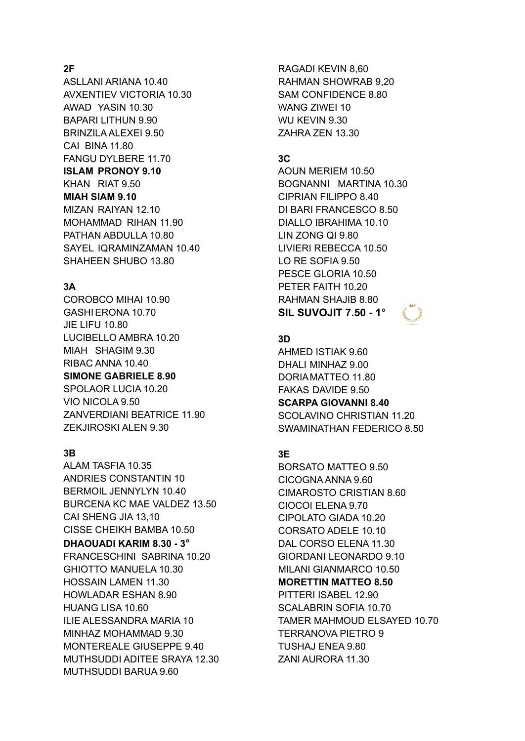**2F**

ASLLANI ARIANA 10.40
AVXENTIEV VICTORIA 10.30
AWAD YASIN 10.30
BAPARI LITHUN 9.90
BRINZILA ALEXEI 9.50
CAI BINA 11.80
FANGU DYLBERE 11.70
**ISLAM PRONOY 9.10**
KHAN RIAT 9.50
**MIAH SIAM 9.10**
MIZAN RAIYAN 12.10
MOHAMMAD RIHAN 11.90
PATHAN ABDULLA 10.80
SAYEL IQRAMINZAMAN 10.40
SHAHEEN SHUBO 13.80

**3A**

COROBCO MIHAI 10.90
GASHI ERONA 10.70
JIE LIFU 10.80
LUCIBELLO AMBRA 10.20
MIAH SHAGIM 9.30
RIBAC ANNA 10.40
**SIMONE GABRIELE 8.90**
SPOLAOR LUCIA 10.20
VIO NICOLA 9.50
ZANVERDIANI BEATRICE 11.90
ZEKJIROSKI ALEN 9.30

**3B**

ALAM TASFIA 10.35
ANDRIES CONSTANTIN 10
BERMOIL JENNYLYN 10.40
BURCENA KC MAE VALDEZ 13.50
CAI SHENG JIA 13,10
CISSE CHEIKH BAMBA 10.50
**DHAOUADI KARIM 8.30 - 3°**
FRANCESCHINI SABRINA 10.20
GHIOTTO MANUELA 10.30
HOSSAIN LAMEN 11.30
HOWLADAR ESHAN 8.90
HUANG LISA 10.60
ILIE ALESSANDRA MARIA 10
MINHAZ MOHAMMAD 9.30
MONTEREALE GIUSEPPE 9.40
MUTHSUDDI ADITEE SRAYA 12.30
MUTHSUDDI BARUA 9.60
RAGADI KEVIN 8,60
RAHMAN SHOWRAB 9,20
SAM CONFIDENCE 8.80
WANG ZIWEI 10
WU KEVIN 9.30
ZAHRA ZEN 13.30

**3C**

AOUN MERIEM 10.50
BOGNANNI MARTINA 10.30
CIPRIAN FILIPPO 8.40
DI BARI FRANCESCO 8.50
DIALLO IBRAHIMA 10.10
LIN ZONG QI 9.80
LIVIERI REBECCA 10.50
LO RE SOFIA 9.50
PESCE GLORIA 10.50
PETER FAITH 10.20
RAHMAN SHAJIB 8.80
**SIL SUVOJIT 7.50 - 1°**

**3D**

AHMED ISTIAK 9.60
DHALI MINHAZ 9.00
DORIA MATTEO 11.80
FAKAS DAVIDE 9.50
**SCARPA GIOVANNI 8.40**
SCOLAVINO CHRISTIAN 11.20
SWAMINATHAN FEDERICO 8.50

**3E**

BORSATO MATTEO 9.50
CICOGNA ANNA 9.60
CIMAROSTO CRISTIAN 8.60
CIOCOI ELENA 9.70
CIPOLATO GIADA 10.20
CORSATO ADELE 10.10
DAL CORSO ELENA 11.30
GIORDANI LEONARDO 9.10
MILANI GIANMARCO 10.50
**MORETTIN MATTEO 8.50**
PITTERI ISABEL 12.90
SCALABRIN SOFIA 10.70
TAMER MAHMOUD ELSAYED 10.70
TERRANOVA PIETRO 9
TUSHAJ ENEA 9.80
ZANI AURORA 11.30